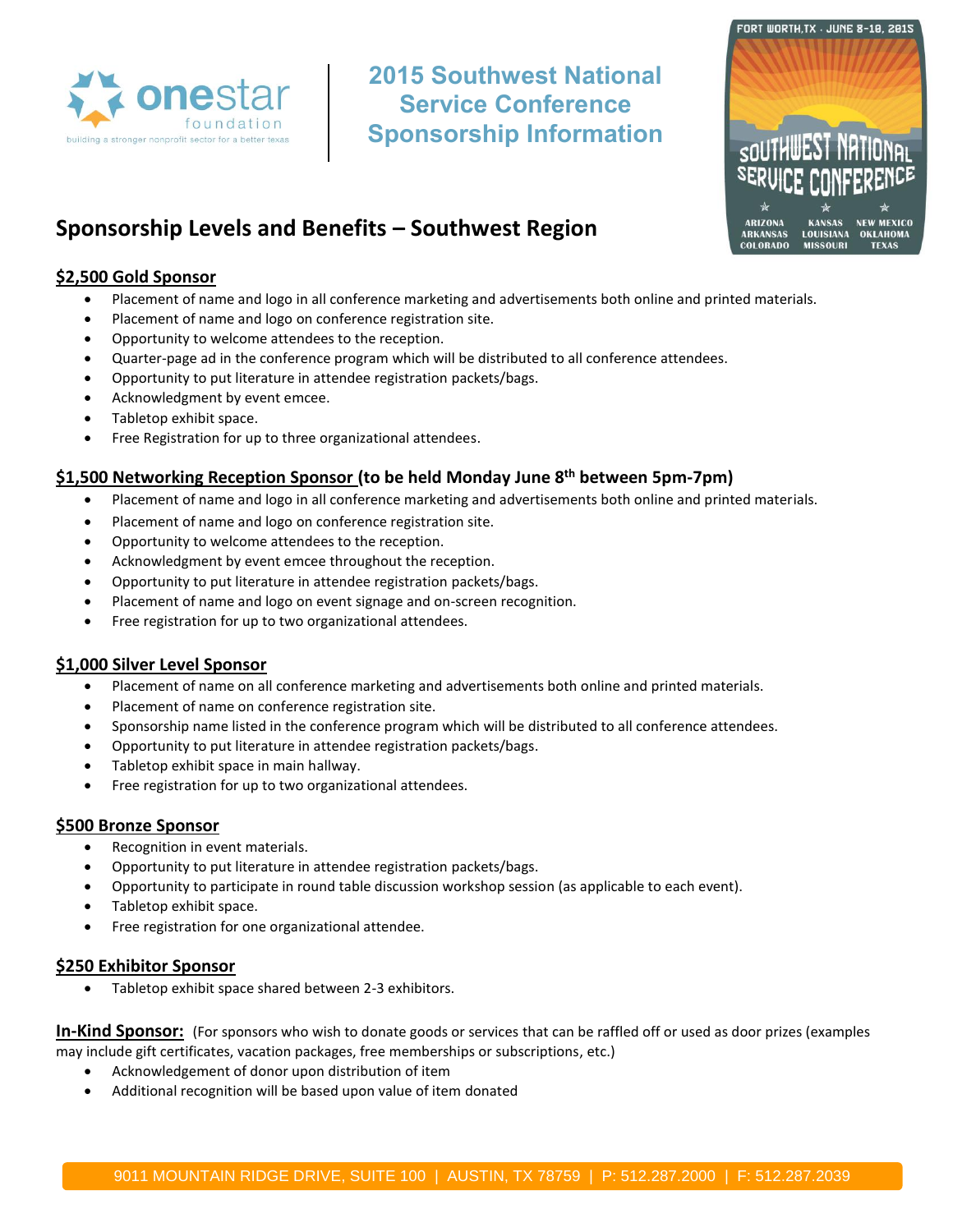onestar foundation
building a stronger nonprofit sector for a better texas

# 2015 Southwest National Service Conference Sponsorship Information

FORT WORTH, TX · JUNE 8-10, 2015
SOUTHWEST NATIONAL SERVICE CONFERENCE
ARIZONA ARKANSAS COLORADO KANSAS LOUISIANA MISSOURI NEW MEXICO OKLAHOMA TEXAS

## Sponsorship Levels and Benefits – Southwest Region

### $2,500 Gold Sponsor

- Placement of name and logo in all conference marketing and advertisements both online and printed materials.
- Placement of name and logo on conference registration site.
- Opportunity to welcome attendees to the reception.
- Quarter-page ad in the conference program which will be distributed to all conference attendees.
- Opportunity to put literature in attendee registration packets/bags.
- Acknowledgment by event emcee.
- Tabletop exhibit space.
- Free Registration for up to three organizational attendees.

### $1,500 Networking Reception Sponsor (to be held Monday June 8th between 5pm-7pm)

- Placement of name and logo in all conference marketing and advertisements both online and printed materials.
- Placement of name and logo on conference registration site.
- Opportunity to welcome attendees to the reception.
- Acknowledgment by event emcee throughout the reception.
- Opportunity to put literature in attendee registration packets/bags.
- Placement of name and logo on event signage and on-screen recognition.
- Free registration for up to two organizational attendees.

### $1,000 Silver Level Sponsor

- Placement of name on all conference marketing and advertisements both online and printed materials.
- Placement of name on conference registration site.
- Sponsorship name listed in the conference program which will be distributed to all conference attendees.
- Opportunity to put literature in attendee registration packets/bags.
- Tabletop exhibit space in main hallway.
- Free registration for up to two organizational attendees.

### $500 Bronze Sponsor

- Recognition in event materials.
- Opportunity to put literature in attendee registration packets/bags.
- Opportunity to participate in round table discussion workshop session (as applicable to each event).
- Tabletop exhibit space.
- Free registration for one organizational attendee.

### $250 Exhibitor Sponsor

- Tabletop exhibit space shared between 2-3 exhibitors.

**In-Kind Sponsor:** (For sponsors who wish to donate goods or services that can be raffled off or used as door prizes (examples may include gift certificates, vacation packages, free memberships or subscriptions, etc.)

- Acknowledgement of donor upon distribution of item
- Additional recognition will be based upon value of item donated

9011 MOUNTAIN RIDGE DRIVE, SUITE 100 | AUSTIN, TX 78759 | P: 512.287.2000 | F: 512.287.2039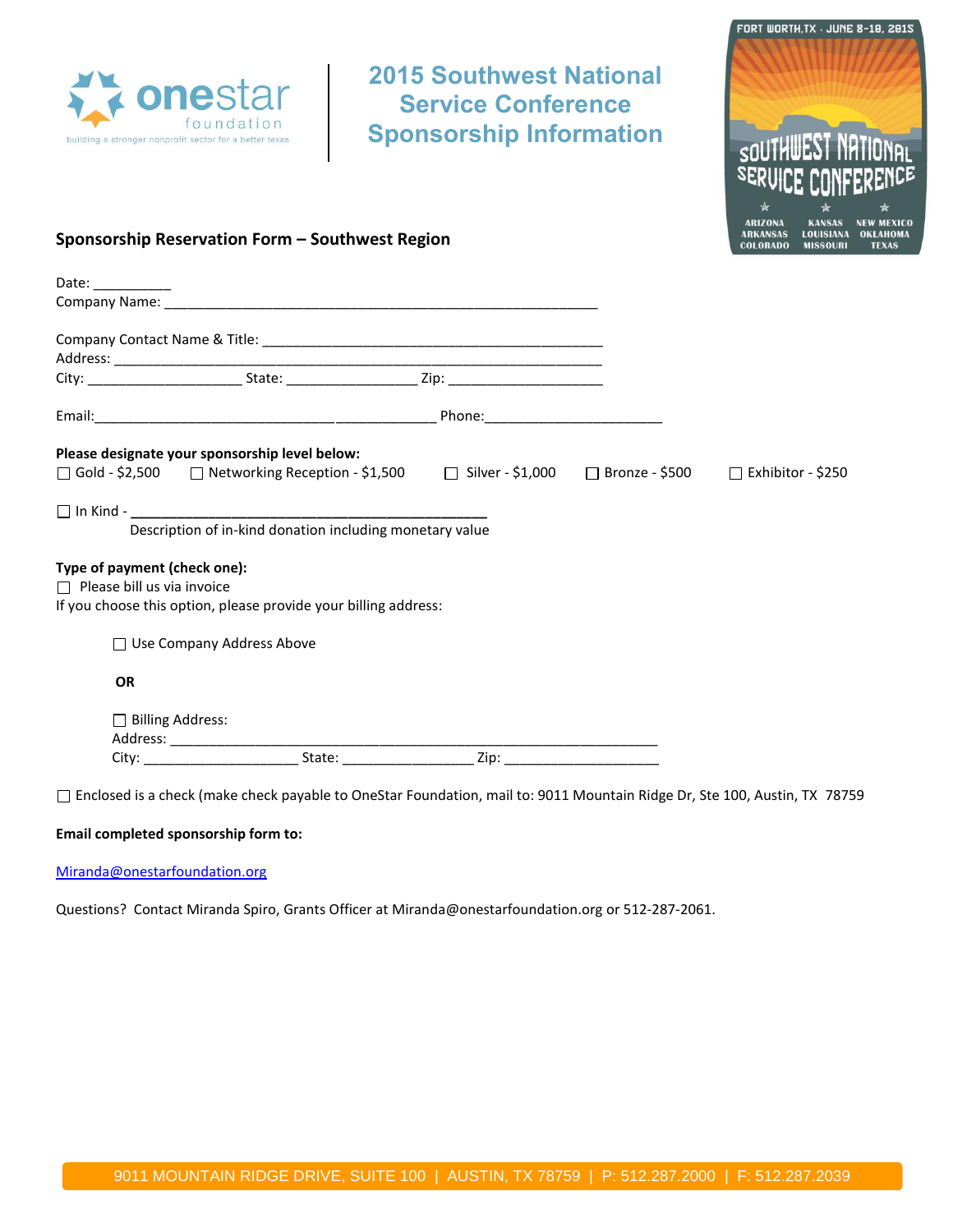onestar foundation
building a stronger nonprofit sector for a better texas

# 2015 Southwest National Service Conference Sponsorship Information

FORT WORTH, TX · JUNE 8-10, 2015
SOUTHWEST NATIONAL SERVICE CONFERENCE
ARIZONA ARKANSAS COLORADO KANSAS LOUISIANA MISSOURI NEW MEXICO OKLAHOMA TEXAS

## Sponsorship Reservation Form – Southwest Region

Date: __________
Company Name: ________________________________________________________

Company Contact Name & Title: _____________________________________________
Address: _________________________________________________________________
City: ____________________ State: ________________ Zip: ____________________

Email:_______________________________________________ Phone:______________________

**Please designate your sponsorship level below:**

☐ Gold - $2,500 ☐ Networking Reception - $1,500 ☐ Silver - $1,000 ☐ Bronze - $500 ☐ Exhibitor - $250

☐ In Kind - ______________________________________________
Description of in-kind donation including monetary value

**Type of payment (check one):**

☐ Please bill us via invoice

If you choose this option, please provide your billing address:

☐ Use Company Address Above

**OR**

☐ Billing Address:
Address: ______________________________________________________________
City: ____________________ State: ________________ Zip: ____________________

☐ Enclosed is a check (make check payable to OneStar Foundation, mail to: 9011 Mountain Ridge Dr, Ste 100, Austin, TX 78759

**Email completed sponsorship form to:**

Miranda@onestarfoundation.org

Questions? Contact Miranda Spiro, Grants Officer at Miranda@onestarfoundation.org or 512-287-2061.

9011 MOUNTAIN RIDGE DRIVE, SUITE 100 | AUSTIN, TX 78759 | P: 512.287.2000 | F: 512.287.2039